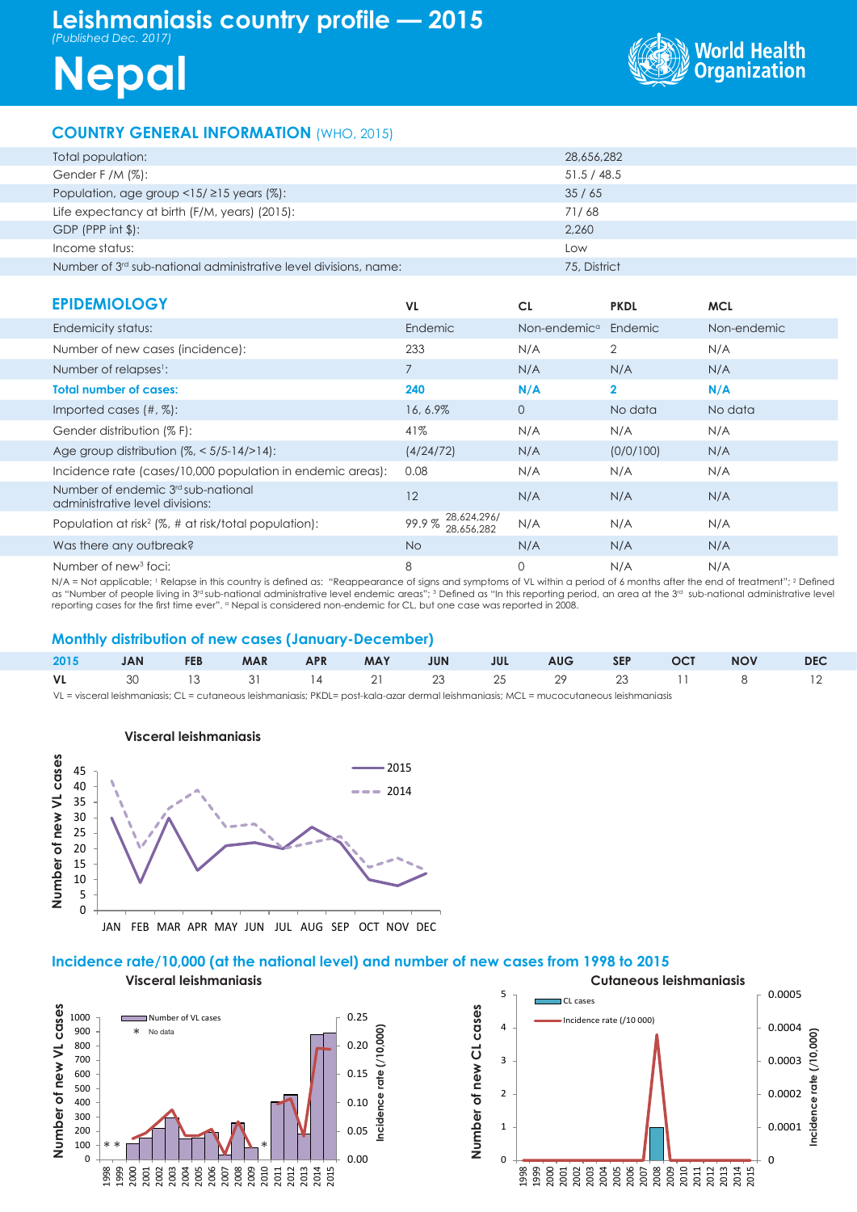# Leishmaniasis country profile — 2015

*(Published Dec. 2017)*

# Nepal

World Health Organization

## COUNTRY GENERAL INFORMATION (WHO, 2015)

| | |
|---|---|
| Total population: | 28,656,282 |
| Gender F /M (%): | 51.5 / 48.5 |
| Population, age group <15/ ≥15 years (%): | 35 / 65 |
| Life expectancy at birth (F/M, years) (2015): | 71/ 68 |
| GDP (PPP int $): | 2,260 |
| Income status: | Low |
| Number of 3rd sub-national administrative level divisions, name: | 75, District |

## EPIDEMIOLOGY

| | VL | CL | PKDL | MCL |
|---|---|---|---|---|
| Endemicity status: | Endemic | Non-endemic[a] | Endemic | Non-endemic |
| Number of new cases (incidence): | 233 | N/A | 2 | N/A |
| Number of relapses[1]: | 7 | N/A | N/A | N/A |
| **Total number of cases:** | **240** | **N/A** | **2** | **N/A** |
| Imported cases (#, %): | 16, 6.9% | 0 | No data | No data |
| Gender distribution (% F): | 41% | N/A | N/A | N/A |
| Age group distribution (%, < 5/5-14/>14): | (4/24/72) | N/A | (0/0/100) | N/A |
| Incidence rate (cases/10,000 population in endemic areas): | 0.08 | N/A | N/A | N/A |
| Number of endemic 3rd sub-national administrative level divisions: | 12 | N/A | N/A | N/A |
| Population at risk[2] (%, # at risk/total population): | 99.9 % 28,624,296/ 28,656,282 | N/A | N/A | N/A |
| Was there any outbreak? | No | N/A | N/A | N/A |
| Number of new[3] foci: | 8 | 0 | N/A | N/A |

N/A = Not applicable; [1] Relapse in this country is defined as: "Reappearance of signs and symptoms of VL within a period of 6 months after the end of treatment"; [2] Defined as "Number of people living in 3rd sub-national administrative level endemic areas"; [3] Defined as "In this reporting period, an area at the 3rd sub-national administrative level reporting cases for the first time ever". [a] Nepal is considered non-endemic for CL, but one case was reported in 2008.

## Monthly distribution of new cases (January-December)

| 2015 | JAN | FEB | MAR | APR | MAY | JUN | JUL | AUG | SEP | OCT | NOV | DEC |
|---|---|---|---|---|---|---|---|---|---|---|---|---|
| VL | 30 | 13 | 31 | 14 | 21 | 23 | 25 | 29 | 23 | 11 | 8 | 12 |

VL = visceral leishmaniasis; CL = cutaneous leishmaniasis; PKDL= post-kala-azar dermal leishmaniasis; MCL = mucocutaneous leishmaniasis

### Visceral leishmaniasis

(Chart: Number of new VL cases by month, JAN–DEC; series: 2015, 2014)

## Incidence rate/10,000 (at the national level) and number of new cases from 1998 to 2015

### Visceral leishmaniasis

(Chart: Number of new VL cases and Incidence rate (/10,000), 1998–2015; legend: Number of VL cases; * No data)

### Cutaneous leishmaniasis

(Chart: Number of new CL cases and Incidence rate (/10,000), 1998–2015; legend: CL cases; Incidence rate (/10 000))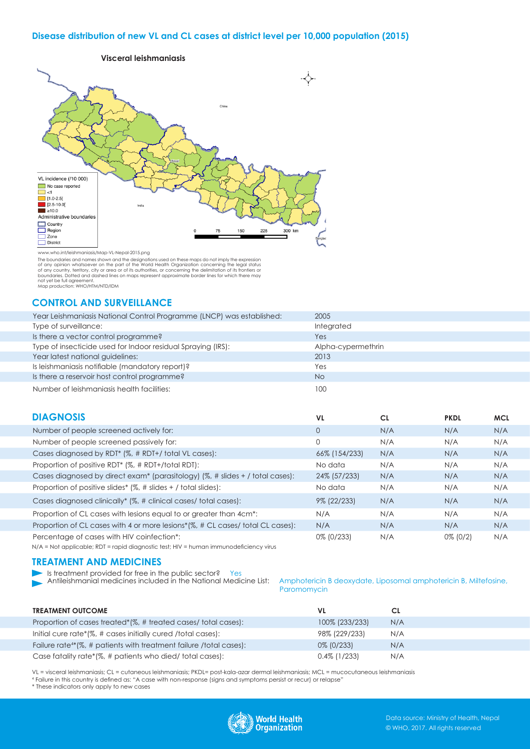## Disease distribution of new VL and CL cases at district level per 10,000 population (2015)

**Visceral leishmaniasis**

China

Nepal

India

Banglad

VL incidence (/10 000)
No case reported
<1
[1.0-2.5[
[2.5-10.0[
≥10.0

Administrative boundaries
Country
Region
Zone
District

0 75 150 225 300 km

www.who.int/leishmaniasis/Map-VL-Nepal-2015.png

The boundaries and names shown and the designations used on these maps do not imply the expression of any opinion whatsoever on the part of the World Health Organization concerning the legal status of any country, territory, city or area or of its authorities, or concerning the delimitation of its frontiers or boundaries. Dotted and dashed lines on maps represent approximate border lines for which there may not yet be full agreement.
Map production: WHO/HTM/NTD/IDM

## CONTROL AND SURVEILLANCE

| | |
|---|---|
| Year Leishmaniasis National Control Programme (LNCP) was established: | 2005 |
| Type of surveillance: | Integrated |
| Is there a vector control programme? | Yes |
| Type of insecticide used for Indoor residual Spraying (IRS): | Alpha-cypermethrin |
| Year latest national guidelines: | 2013 |
| Is leishmaniasis notifiable (mandatory report)? | Yes |
| Is there a reservoir host control programme? | No |
| Number of leishmaniasis health facilities: | 100 |

## DIAGNOSIS

| DIAGNOSIS | VL | CL | PKDL | MCL |
|---|---|---|---|---|
| Number of people screened actively for: | 0 | N/A | N/A | N/A |
| Number of people screened passively for: | 0 | N/A | N/A | N/A |
| Cases diagnosed by RDT* (%, # RDT+/ total VL cases): | 66% (154/233) | N/A | N/A | N/A |
| Proportion of positive RDT* (%, # RDT+/total RDT): | No data | N/A | N/A | N/A |
| Cases diagnosed by direct exam* (parasitology) (%, # slides + / total cases): | 24% (57/233) | N/A | N/A | N/A |
| Proportion of positive slides* (%, # slides + / total slides): | No data | N/A | N/A | N/A |
| Cases diagnosed clinically* (%, # clinical cases/ total cases): | 9% (22/233) | N/A | N/A | N/A |
| Proportion of CL cases with lesions equal to or greater than 4cm*: | N/A | N/A | N/A | N/A |
| Proportion of CL cases with 4 or more lesions*(%, # CL cases/ total CL cases): | N/A | N/A | N/A | N/A |
| Percentage of cases with HIV coinfection*: | 0% (0/233) | N/A | 0% (0/2) | N/A |

N/A = Not applicable; RDT = rapid diagnostic test; HIV = human immunodeficiency virus

## TREATMENT AND MEDICINES

- Is treatment provided for free in the public sector? Yes
- Antileishmanial medicines included in the National Medicine List: Amphotericin B deoxydate, Liposomal amphotericin B, Miltefosine, Paromomycin

| TREATMENT OUTCOME | VL | CL |
|---|---|---|
| Proportion of cases treated*(%, # treated cases/ total cases): | 100% (233/233) | N/A |
| Initial cure rate*(%, # cases initially cured /total cases): | 98% (229/233) | N/A |
| Failure rate[4]*(%, # patients with treatment failure /total cases): | 0% (0/233) | N/A |
| Case fatality rate*(%, # patients who died/ total cases): | 0.4% (1/233) | N/A |

VL = visceral leishmaniasis; CL = cutaneous leishmaniasis; PKDL= post-kala-azar dermal leishmaniasis; MCL = mucocutaneous leishmaniasis

[4] Failure in this country is defined as: "A case with non-response (signs and symptoms persist or recur) or relapse"

* These indicators only apply to new cases

World Health Organization

Data source: Ministry of Health, Nepal
© WHO, 2017. All rights reserved